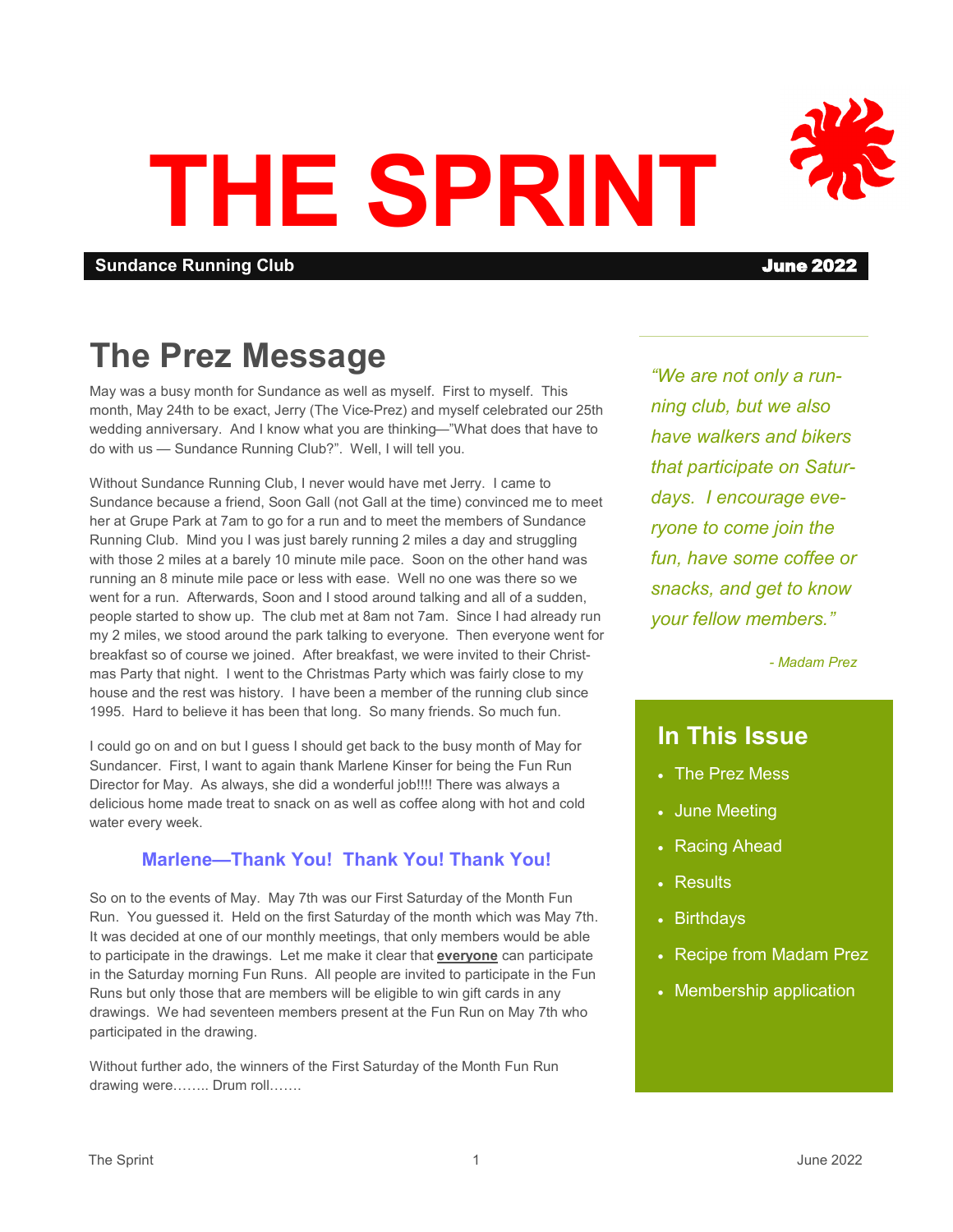# THE SPRINT

**Sundance Running Club** **June 2022**

## The Prez Message

May was a busy month for Sundance as well as myself. First to myself. This month, May 24th to be exact, Jerry (The Vice-Prez) and myself celebrated our 25th wedding anniversary. And I know what you are thinking—"What does that have to do with us — Sundance Running Club?". Well, I will tell you.

Without Sundance Running Club, I never would have met Jerry. I came to Sundance because a friend, Soon Gall (not Gall at the time) convinced me to meet her at Grupe Park at 7am to go for a run and to meet the members of Sundance Running Club. Mind you I was just barely running 2 miles a day and struggling with those 2 miles at a barely 10 minute mile pace. Soon on the other hand was running an 8 minute mile pace or less with ease. Well no one was there so we went for a run. Afterwards, Soon and I stood around talking and all of a sudden, people started to show up. The club met at 8am not 7am. Since I had already run my 2 miles, we stood around the park talking to everyone. Then everyone went for breakfast so of course we joined. After breakfast, we were invited to their Christmas Party that night. I went to the Christmas Party which was fairly close to my house and the rest was history. I have been a member of the running club since 1995. Hard to believe it has been that long. So many friends. So much fun.

I could go on and on but I guess I should get back to the busy month of May for Sundancer. First, I want to again thank Marlene Kinser for being the Fun Run Director for May. As always, she did a wonderful job!!!! There was always a delicious home made treat to snack on as well as coffee along with hot and cold water every week.

### Marlene—Thank You! Thank You! Thank You!

So on to the events of May. May 7th was our First Saturday of the Month Fun Run. You guessed it. Held on the first Saturday of the month which was May 7th. It was decided at one of our monthly meetings, that only members would be able to participate in the drawings. Let me make it clear that **everyone** can participate in the Saturday morning Fun Runs. All people are invited to participate in the Fun Runs but only those that are members will be eligible to win gift cards in any drawings. We had seventeen members present at the Fun Run on May 7th who participated in the drawing.

Without further ado, the winners of the First Saturday of the Month Fun Run drawing were…….. Drum roll…….

*"We are not only a running club, but we also have walkers and bikers that participate on Saturdays. I encourage everyone to come join the fun, have some coffee or snacks, and get to know your fellow members."*

*- Madam Prez*

## In This Issue

- The Prez Mess
- June Meeting
- Racing Ahead
- Results
- Birthdays
- Recipe from Madam Prez
- Membership application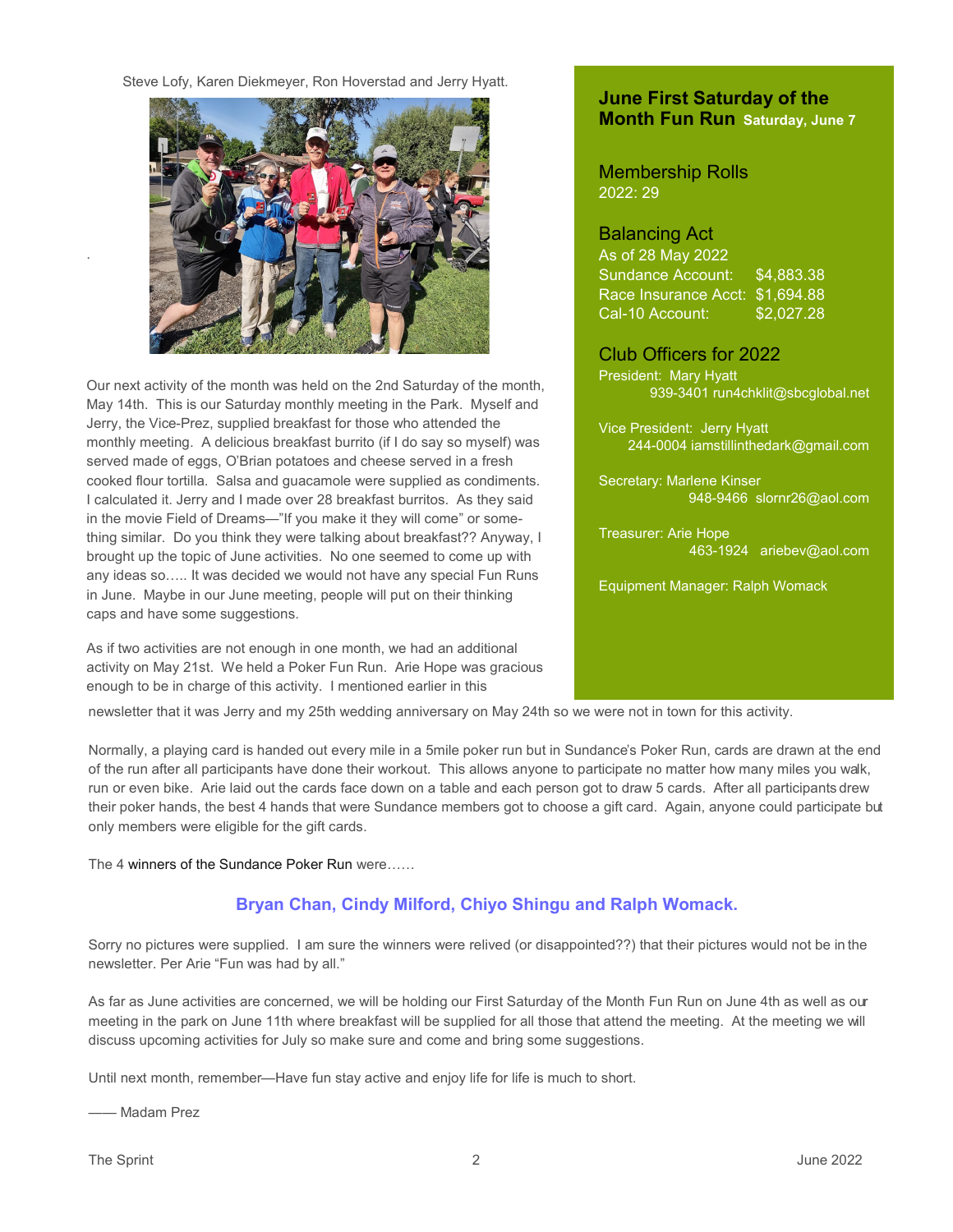Steve Lofy, Karen Diekmeyer, Ron Hoverstad and Jerry Hyatt.

Our next activity of the month was held on the 2nd Saturday of the month, May 14th. This is our Saturday monthly meeting in the Park. Myself and Jerry, the Vice-Prez, supplied breakfast for those who attended the monthly meeting. A delicious breakfast burrito (if I do say so myself) was served made of eggs, O'Brian potatoes and cheese served in a fresh cooked flour tortilla. Salsa and guacamole were supplied as condiments. I calculated it. Jerry and I made over 28 breakfast burritos. As they said in the movie Field of Dreams—"If you make it they will come" or something similar. Do you think they were talking about breakfast?? Anyway, I brought up the topic of June activities. No one seemed to come up with any ideas so….. It was decided we would not have any special Fun Runs in June. Maybe in our June meeting, people will put on their thinking caps and have some suggestions.

As if two activities are not enough in one month, we had an additional activity on May 21st. We held a Poker Fun Run. Arie Hope was gracious enough to be in charge of this activity. I mentioned earlier in this newsletter that it was Jerry and my 25th wedding anniversary on May 24th so we were not in town for this activity.

Normally, a playing card is handed out every mile in a 5mile poker run but in Sundance's Poker Run, cards are drawn at the end of the run after all participants have done their workout. This allows anyone to participate no matter how many miles you walk, run or even bike. Arie laid out the cards face down on a table and each person got to draw 5 cards. After all participants drew their poker hands, the best 4 hands that were Sundance members got to choose a gift card. Again, anyone could participate but only members were eligible for the gift cards.

The 4 winners of the Sundance Poker Run were……

**Bryan Chan, Cindy Milford, Chiyo Shingu and Ralph Womack.**

Sorry no pictures were supplied. I am sure the winners were relived (or disappointed??) that their pictures would not be in the newsletter. Per Arie "Fun was had by all."

As far as June activities are concerned, we will be holding our First Saturday of the Month Fun Run on June 4th as well as our meeting in the park on June 11th where breakfast will be supplied for all those that attend the meeting. At the meeting we will discuss upcoming activities for July so make sure and come and bring some suggestions.

Until next month, remember—Have fun stay active and enjoy life for life is much to short.

—— Madam Prez

## June First Saturday of the Month Fun Run **Saturday, June 7**

## Membership Rolls

2022: 29

## Balancing Act

As of 28 May 2022

| | |
|---|---|
| Sundance Account: | $4,883.38 |
| Race Insurance Acct: | $1,694.88 |
| Cal-10 Account: | $2,027.28 |

## Club Officers for 2022

President: Mary Hyatt
939-3401 run4chklit@sbcglobal.net

Vice President: Jerry Hyatt
244-0004 iamstillinthedark@gmail.com

Secretary: Marlene Kinser
948-9466 slornr26@aol.com

Treasurer: Arie Hope
463-1924 ariebev@aol.com

Equipment Manager: Ralph Womack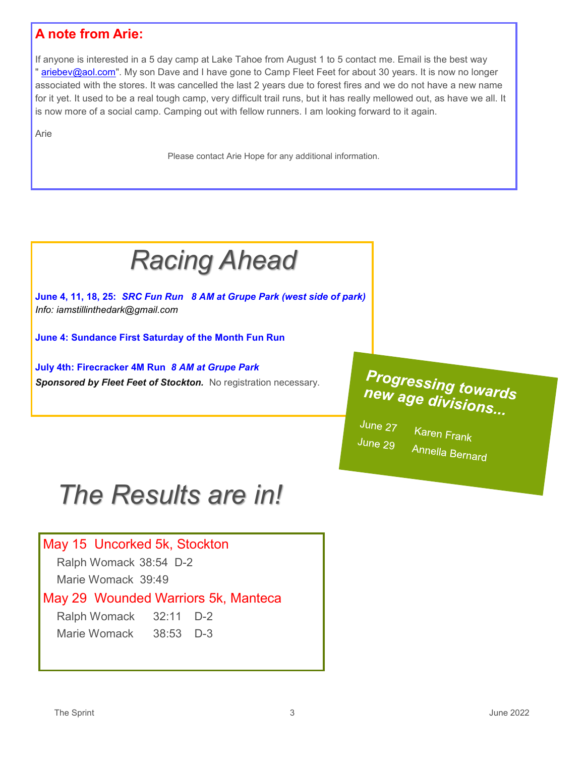## A note from Arie:

If anyone is interested in a 5 day camp at Lake Tahoe from August 1 to 5 contact me. Email is the best way " ariebev@aol.com". My son Dave and I have gone to Camp Fleet Feet for about 30 years. It is now no longer associated with the stores. It was cancelled the last 2 years due to forest fires and we do not have a new name for it yet. It used to be a real tough camp, very difficult trail runs, but it has really mellowed out, as have we all. It is now more of a social camp. Camping out with fellow runners. I am looking forward to it again.

Arie

Please contact Arie Hope for any additional information.

# *Racing Ahead*

**June 4, 11, 18, 25:** ***SRC Fun Run 8 AM at Grupe Park (west side of park)***
*Info: iamstillinthedark@gmail.com*

**June 4: Sundance First Saturday of the Month Fun Run**

**July 4th: Firecracker 4M Run** ***8 AM at Grupe Park***
***Sponsored by Fleet Feet of Stockton.*** No registration necessary.

### *Progressing towards new age divisions...*

June 27 Karen Frank
June 29 Annella Bernard

# *The Results are in!*

**May 15 Uncorked 5k, Stockton**

| | | |
|---|---|---|
| Ralph Womack | 38:54 | D-2 |
| Marie Womack | 39:49 | |

**May 29 Wounded Warriors 5k, Manteca**

| | | |
|---|---|---|
| Ralph Womack | 32:11 | D-2 |
| Marie Womack | 38:53 | D-3 |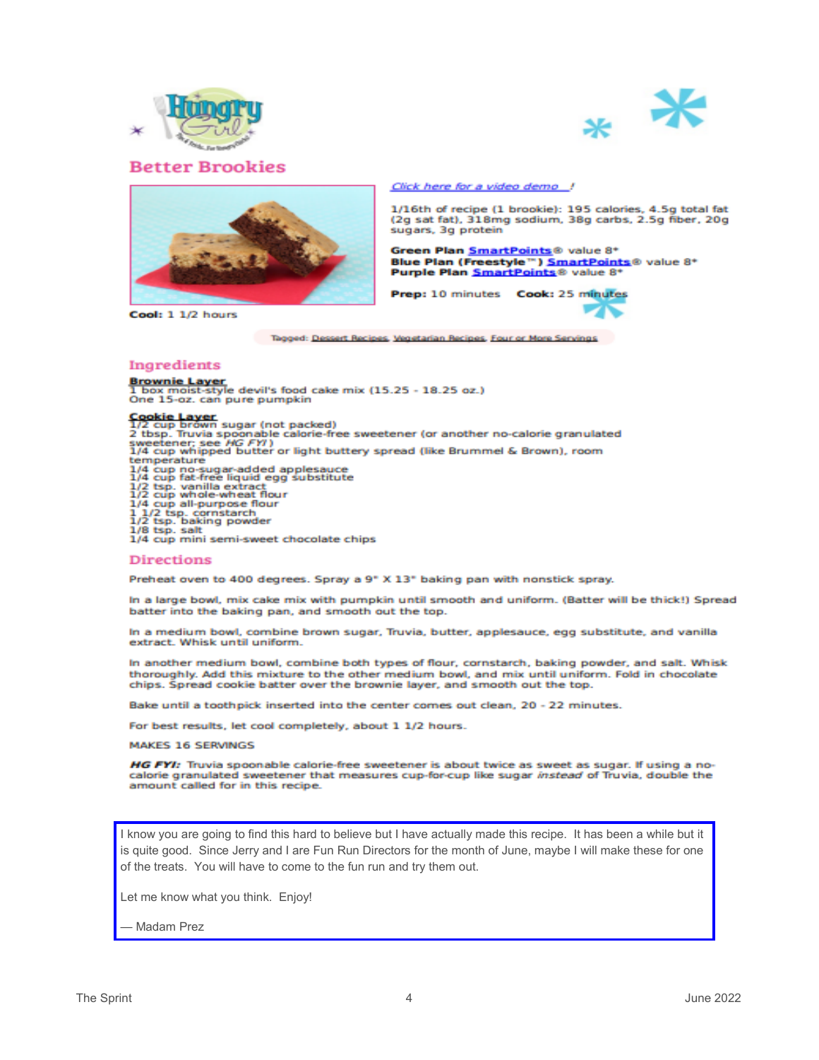# Better Brookies

*Click here for a video demo !*

1/16th of recipe (1 brookie): 195 calories, 4.5g total fat (2g sat fat), 318mg sodium, 38g carbs, 2.5g fiber, 20g sugars, 3g protein

**Green Plan** SmartPoints® value 8*
**Blue Plan (Freestyle™)** SmartPoints® value 8*
**Purple Plan** SmartPoints® value 8*

**Prep:** 10 minutes **Cook:** 25 minutes

**Cool:** 1 1/2 hours

Tagged: Dessert Recipes, Vegetarian Recipes, Four or More Servings

## Ingredients

**Brownie Layer**
1 box moist-style devil's food cake mix (15.25 - 18.25 oz.)
One 15-oz. can pure pumpkin

**Cookie Layer**
1/2 cup brown sugar (not packed)
2 tbsp. Truvia spoonable calorie-free sweetener (or another no-calorie granulated sweetener; see *HG FYI*)
1/4 cup whipped butter or light buttery spread (like Brummel & Brown), room temperature
1/4 cup no-sugar-added applesauce
1/4 cup fat-free liquid egg substitute
1/2 tsp. vanilla extract
1/2 cup whole-wheat flour
1/4 cup all-purpose flour
1 1/2 tsp. cornstarch
1/2 tsp. baking powder
1/8 tsp. salt
1/4 cup mini semi-sweet chocolate chips

## Directions

Preheat oven to 400 degrees. Spray a 9" X 13" baking pan with nonstick spray.

In a large bowl, mix cake mix with pumpkin until smooth and uniform. (Batter will be thick!) Spread batter into the baking pan, and smooth out the top.

In a medium bowl, combine brown sugar, Truvia, butter, applesauce, egg substitute, and vanilla extract. Whisk until uniform.

In another medium bowl, combine both types of flour, cornstarch, baking powder, and salt. Whisk thoroughly. Add this mixture to the other medium bowl, and mix until uniform. Fold in chocolate chips. Spread cookie batter over the brownie layer, and smooth out the top.

Bake until a toothpick inserted into the center comes out clean, 20 - 22 minutes.

For best results, let cool completely, about 1 1/2 hours.

MAKES 16 SERVINGS

***HG FYI:*** Truvia spoonable calorie-free sweetener is about twice as sweet as sugar. If using a no-calorie granulated sweetener that measures cup-for-cup like sugar *instead* of Truvia, double the amount called for in this recipe.

---

I know you are going to find this hard to believe but I have actually made this recipe. It has been a while but it is quite good. Since Jerry and I are Fun Run Directors for the month of June, maybe I will make these for one of the treats. You will have to come to the fun run and try them out.

Let me know what you think. Enjoy!

— Madam Prez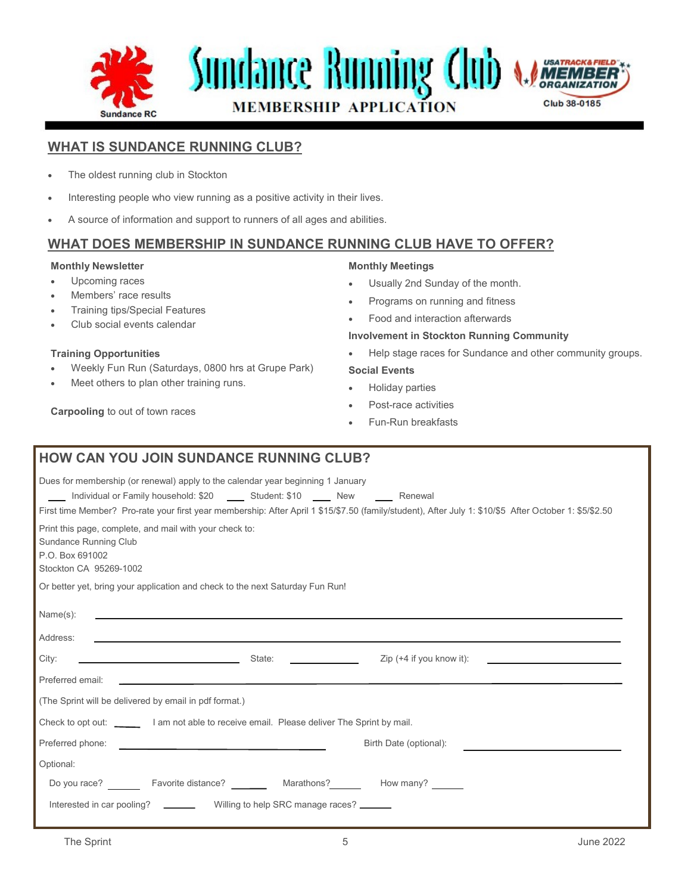# Sundance Running Club

Sundance RC

MEMBERSHIP APPLICATION

USATRACK&FIELD MEMBER ORGANIZATION

Club 38-0185

## WHAT IS SUNDANCE RUNNING CLUB?

- The oldest running club in Stockton
- Interesting people who view running as a positive activity in their lives.
- A source of information and support to runners of all ages and abilities.

## WHAT DOES MEMBERSHIP IN SUNDANCE RUNNING CLUB HAVE TO OFFER?

**Monthly Newsletter**

- Upcoming races
- Members' race results
- Training tips/Special Features
- Club social events calendar

**Training Opportunities**

- Weekly Fun Run (Saturdays, 0800 hrs at Grupe Park)
- Meet others to plan other training runs.

**Carpooling** to out of town races

**Monthly Meetings**

- Usually 2nd Sunday of the month.
- Programs on running and fitness
- Food and interaction afterwards

**Involvement in Stockton Running Community**

- Help stage races for Sundance and other community groups.

**Social Events**

- Holiday parties
- Post-race activities
- Fun-Run breakfasts

## HOW CAN YOU JOIN SUNDANCE RUNNING CLUB?

Dues for membership (or renewal) apply to the calendar year beginning 1 January

___ Individual or Family household: $20 ___ Student: $10 ___ New ___ Renewal

First time Member? Pro-rate your first year membership: After April 1 $15/$7.50 (family/student), After July 1: $10/$5 After October 1: $5/$2.50

Print this page, complete, and mail with your check to:
Sundance Running Club
P.O. Box 691002
Stockton CA 95269-1002

Or better yet, bring your application and check to the next Saturday Fun Run!

Name(s): ______________________________

Address: ______________________________

City: ______________ State: ________ Zip (+4 if you know it): ______________

Preferred email: ______________________________

(The Sprint will be delivered by email in pdf format.)

Check to opt out: ____ I am not able to receive email. Please deliver The Sprint by mail.

Preferred phone: ______________ Birth Date (optional): ______________

Optional:

Do you race? ______ Favorite distance? ______ Marathons?______ How many? ______

Interested in car pooling? ______ Willing to help SRC manage races? ______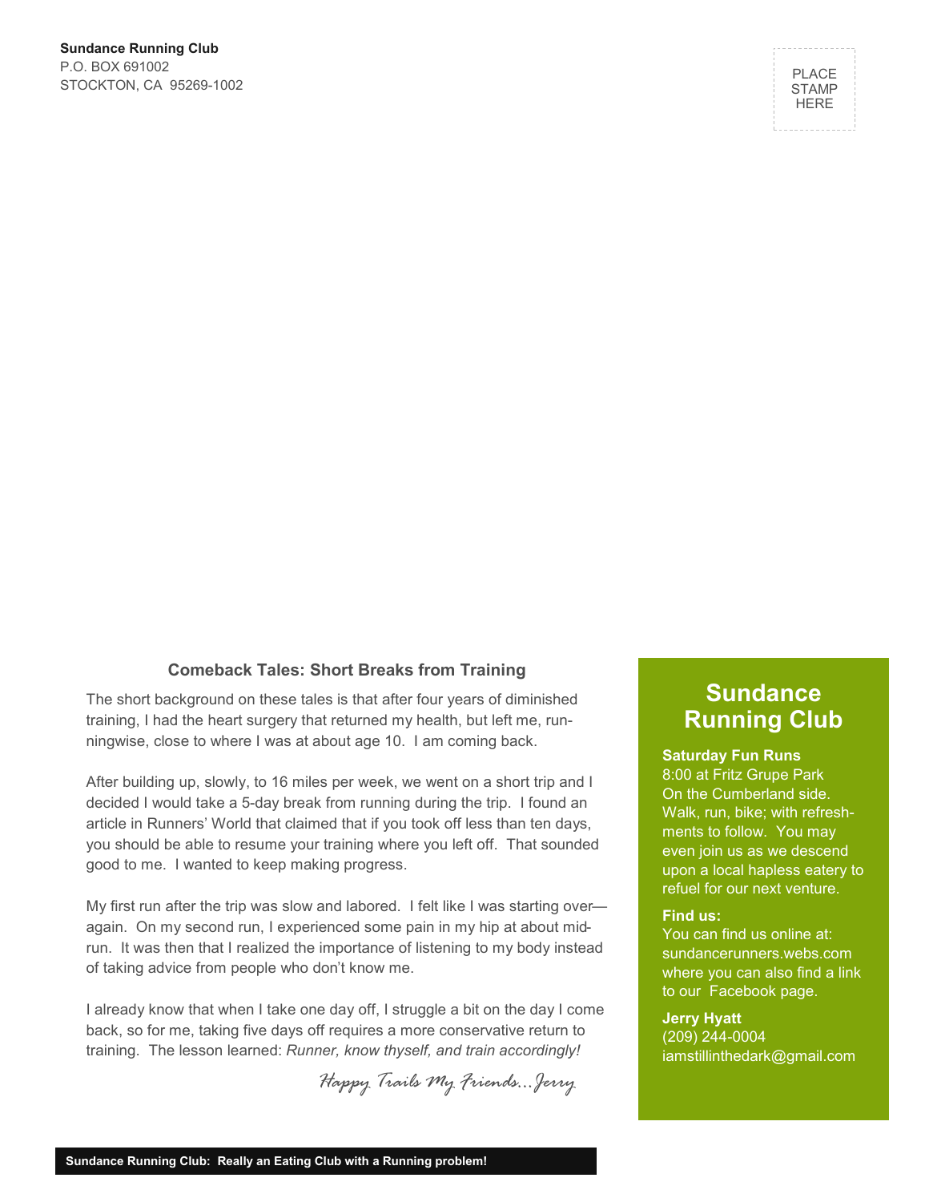**Sundance Running Club**
P.O. BOX 691002
STOCKTON, CA 95269-1002

PLACE STAMP HERE

### Comeback Tales: Short Breaks from Training

The short background on these tales is that after four years of diminished training, I had the heart surgery that returned my health, but left me, runningwise, close to where I was at about age 10. I am coming back.

After building up, slowly, to 16 miles per week, we went on a short trip and I decided I would take a 5-day break from running during the trip. I found an article in Runners' World that claimed that if you took off less than ten days, you should be able to resume your training where you left off. That sounded good to me. I wanted to keep making progress.

My first run after the trip was slow and labored. I felt like I was starting over—again. On my second run, I experienced some pain in my hip at about mid-run. It was then that I realized the importance of listening to my body instead of taking advice from people who don't know me.

I already know that when I take one day off, I struggle a bit on the day I come back, so for me, taking five days off requires a more conservative return to training. The lesson learned: *Runner, know thyself, and train accordingly!*

*Happy Trails My Friends…Jerry*

## Sundance Running Club

**Saturday Fun Runs**
8:00 at Fritz Grupe Park
On the Cumberland side.
Walk, run, bike; with refreshments to follow. You may even join us as we descend upon a local hapless eatery to refuel for our next venture.

**Find us:**
You can find us online at: sundancerunners.webs.com where you can also find a link to our Facebook page.

**Jerry Hyatt**
(209) 244-0004
iamstillinthedark@gmail.com

**Sundance Running Club: Really an Eating Club with a Running problem!**